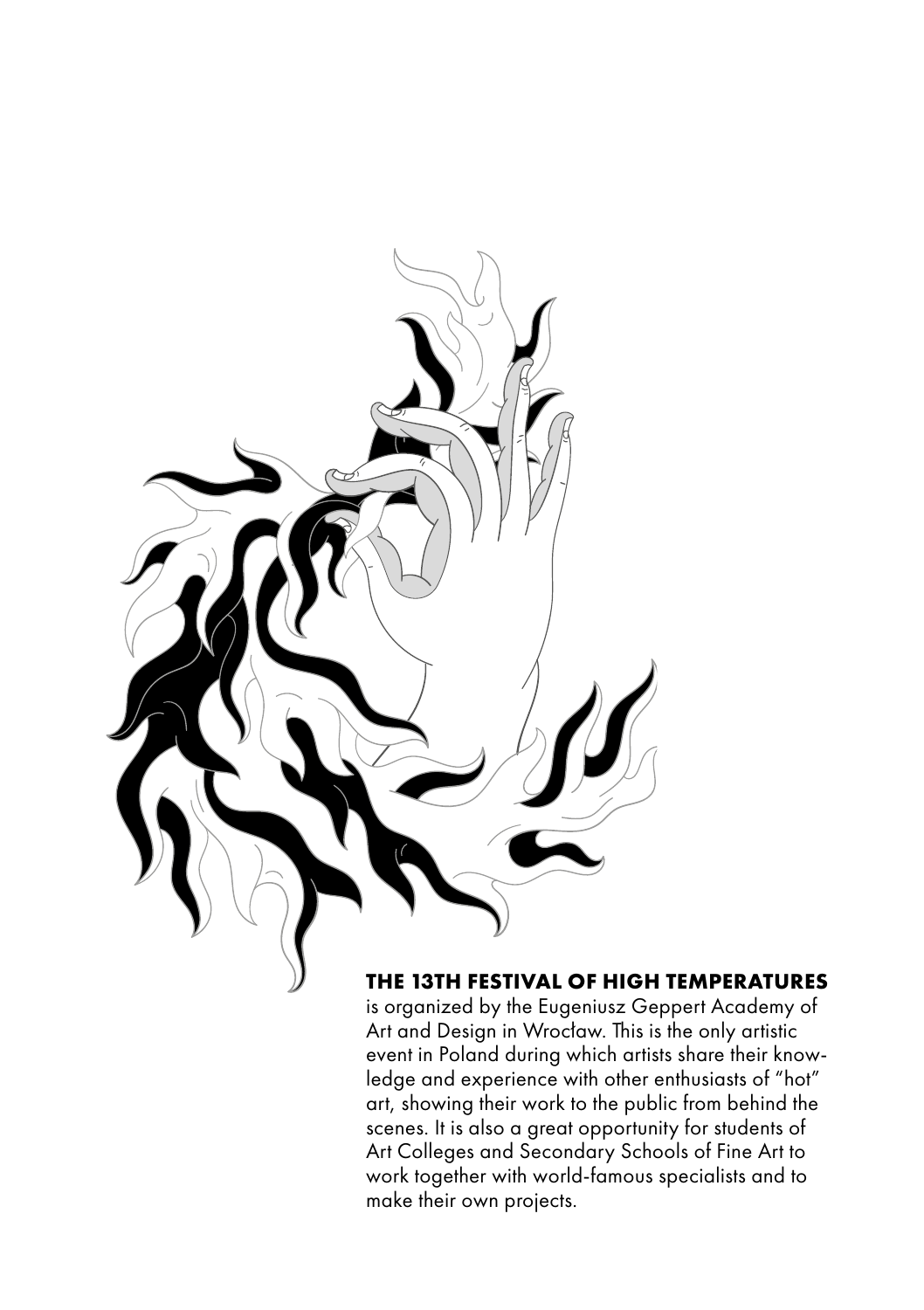**THE 13TH FESTIVAL OF HIGH TEMPERATURES** is organized by the Eugeniusz Geppert Academy of Art and Design in Wrocław. This is the only artistic event in Poland during which artists share their knowledge and experience with other enthusiasts of "hot" art, showing their work to the public from behind the scenes. It is also a great opportunity for students of Art Colleges and Secondary Schools of Fine Art to work together with world-famous specialists and to make their own projects.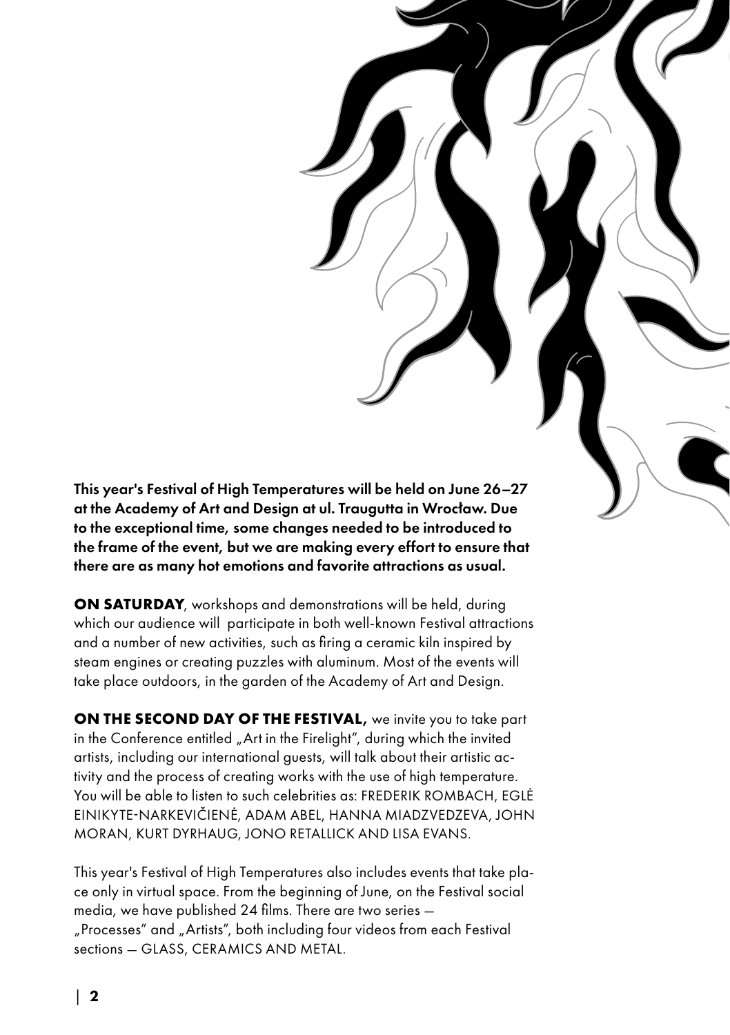**This year's Festival of High Temperatures will be held on June 26–27 at the Academy of Art and Design at ul. Traugutta in Wrocław. Due to the exceptional time, some changes needed to be introduced to the frame of the event, but we are making every effort to ensure that there are as many hot emotions and favorite attractions as usual.**

**ON SATURDAY**, workshops and demonstrations will be held, during which our audience will participate in both well-known Festival attractions and a number of new activities, such as firing a ceramic kiln inspired by steam engines or creating puzzles with aluminum. Most of the events will take place outdoors, in the garden of the Academy of Art and Design.

**ON THE SECOND DAY OF THE FESTIVAL,** we invite you to take part in the Conference entitled „Art in the Firelight", during which the invited artists, including our international guests, will talk about their artistic activity and the process of creating works with the use of high temperature. You will be able to listen to such celebrities as: FREDERIK ROMBACH, EGLĖ EINIKYTE-NARKEVIČIENĖ, ADAM ABEL, HANNA MIADZVEDZEVA, JOHN MORAN, KURT DYRHAUG, JONO RETALLICK AND LISA EVANS.

This year's Festival of High Temperatures also includes events that take place only in virtual space. From the beginning of June, on the Festival social media, we have published 24 films. There are two series — „Processes" and „Artists", both including four videos from each Festival sections — GLASS, CERAMICS AND METAL.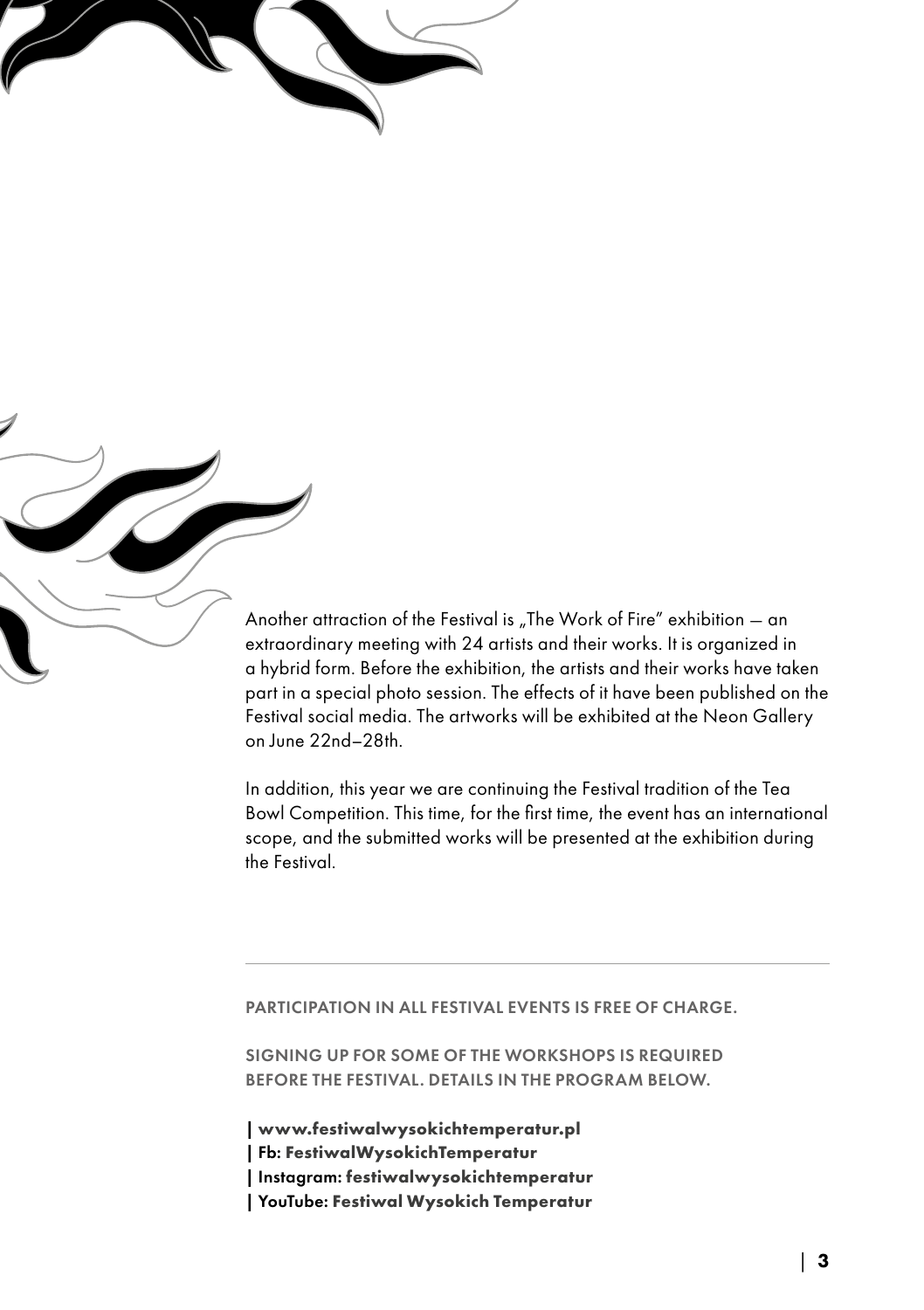Another attraction of the Festival is „The Work of Fire" exhibition — an extraordinary meeting with 24 artists and their works. It is organized in a hybrid form. Before the exhibition, the artists and their works have taken part in a special photo session. The effects of it have been published on the Festival social media. The artworks will be exhibited at the Neon Gallery on June 22nd–28th.

In addition, this year we are continuing the Festival tradition of the Tea Bowl Competition. This time, for the first time, the event has an international scope, and the submitted works will be presented at the exhibition during the Festival.

---

PARTICIPATION IN ALL FESTIVAL EVENTS IS FREE OF CHARGE.

SIGNING UP FOR SOME OF THE WORKSHOPS IS REQUIRED BEFORE THE FESTIVAL. DETAILS IN THE PROGRAM BELOW.

| **www.festiwalwysokichtemperatur.pl**
| Fb: **FestiwalWysokichTemperatur**
| Instagram: **festiwalwysokichtemperatur**
| YouTube: **Festiwal Wysokich Temperatur**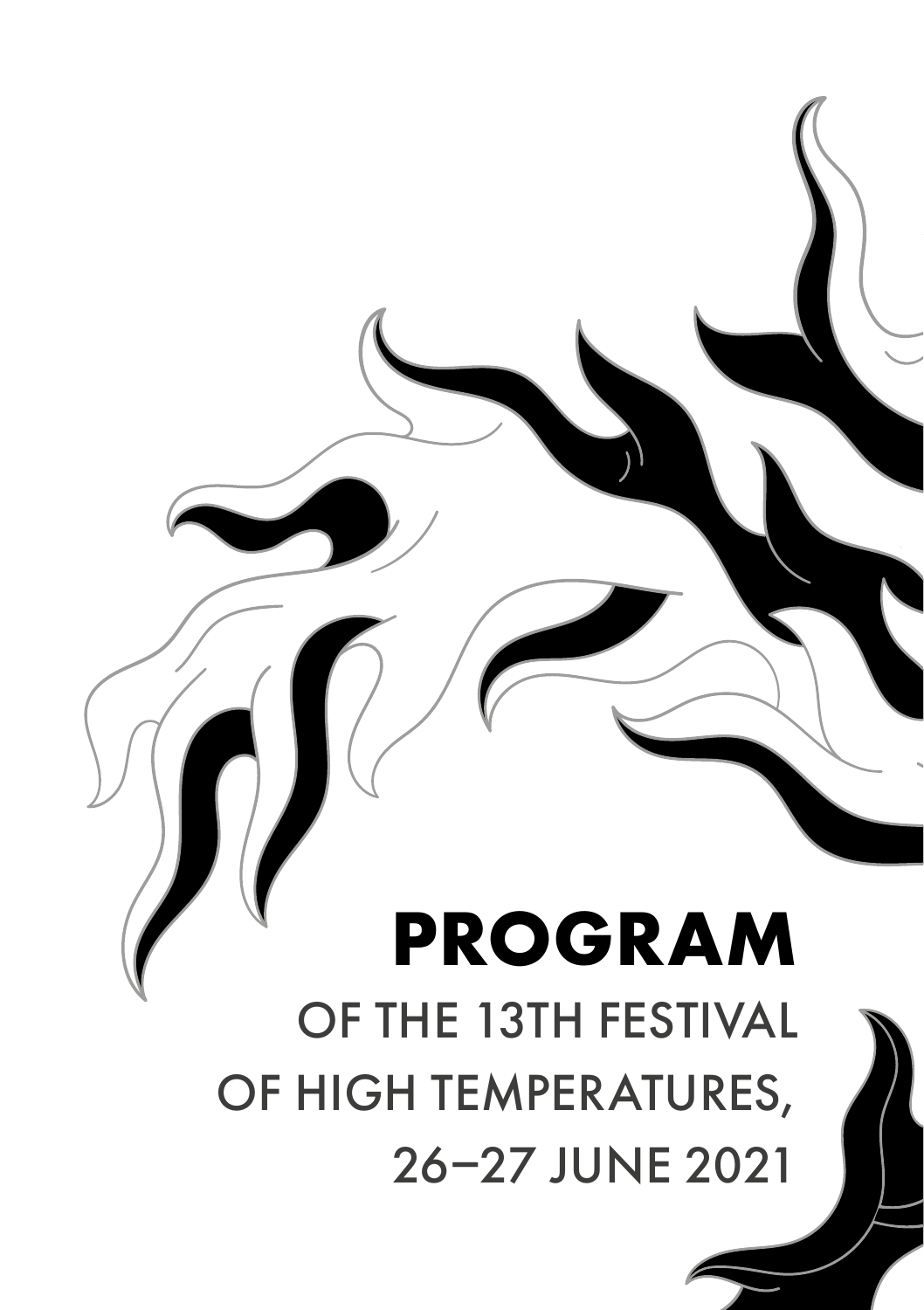# PROGRAM

OF THE 13TH FESTIVAL
OF HIGH TEMPERATURES,
26–27 JUNE 2021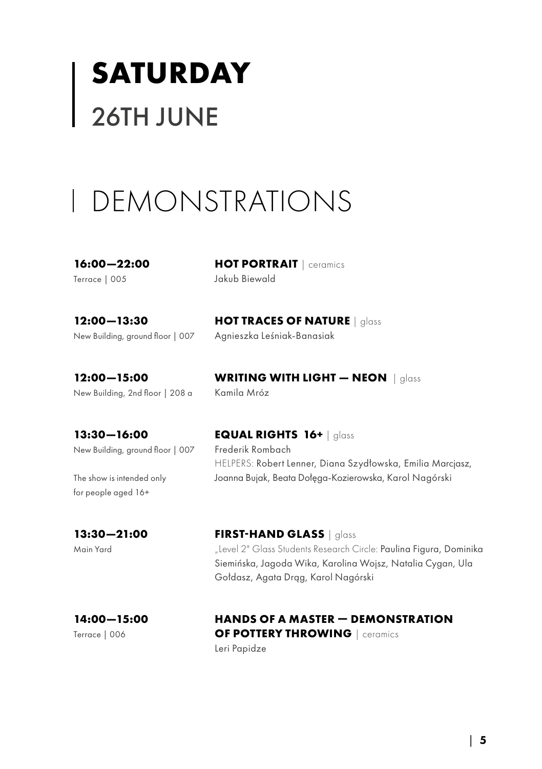# **SATURDAY**
# 26TH JUNE

## DEMONSTRATIONS

**16:00—22:00**
Terrace | 005

**HOT PORTRAIT** | ceramics
Jakub Biewald

**12:00—13:30**
New Building, ground floor | 007

**HOT TRACES OF NATURE** | glass
Agnieszka Leśniak-Banasiak

**12:00—15:00**
New Building, 2nd floor | 208 a

**WRITING WITH LIGHT — NEON** | glass
Kamila Mróz

**13:30—16:00**
New Building, ground floor | 007

The show is intended only for people aged 16+

**EQUAL RIGHTS 16+** | glass
Frederik Rombach
HELPERS: Robert Lenner, Diana Szydłowska, Emilia Marcjasz, Joanna Bujak, Beata Dołęga-Kozierowska, Karol Nagórski

**13:30—21:00**
Main Yard

**FIRST-HAND GLASS** | glass
„Level 2" Glass Students Research Circle: Paulina Figura, Dominika Siemińska, Jagoda Wika, Karolina Wojsz, Natalia Cygan, Ula Gołdasz, Agata Drąg, Karol Nagórski

**14:00—15:00**
Terrace | 006

**HANDS OF A MASTER — DEMONSTRATION OF POTTERY THROWING** | ceramics
Leri Papidze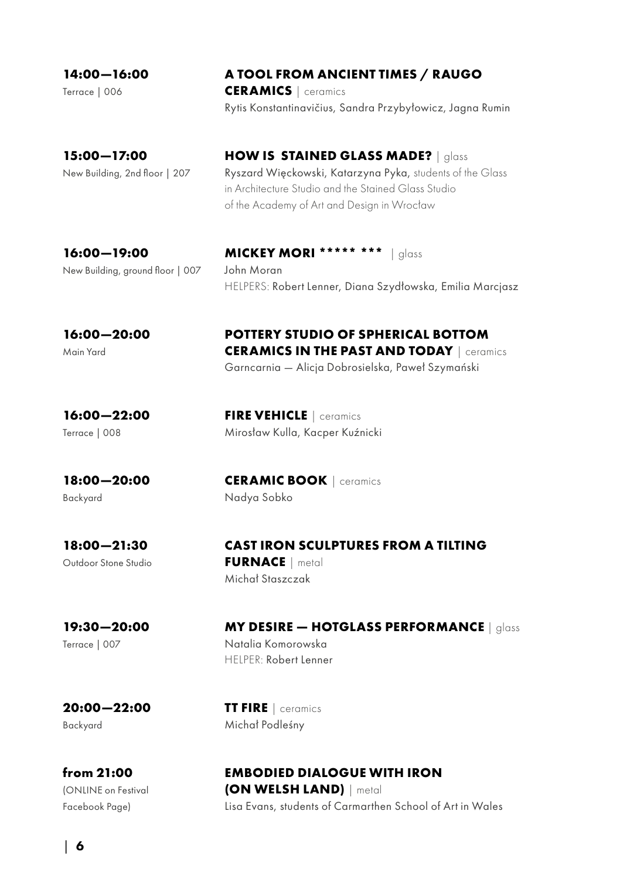**14:00—16:00**
Terrace | 006

**A TOOL FROM ANCIENT TIMES / RAUGO CERAMICS** | ceramics
Rytis Konstantinavičius, Sandra Przybyłowicz, Jagna Rumin

**15:00—17:00**
New Building, 2nd floor | 207

**HOW IS STAINED GLASS MADE?** | glass
Ryszard Więckowski, Katarzyna Pyka, students of the Glass in Architecture Studio and the Stained Glass Studio of the Academy of Art and Design in Wrocław

**16:00—19:00**
New Building, ground floor | 007

**MICKEY MORI ***** ***** | glass
John Moran
HELPERS: Robert Lenner, Diana Szydłowska, Emilia Marcjasz

**16:00—20:00**
Main Yard

**POTTERY STUDIO OF SPHERICAL BOTTOM CERAMICS IN THE PAST AND TODAY** | ceramics
Garncarnia — Alicja Dobrosielska, Paweł Szymański

**16:00—22:00**
Terrace | 008

**FIRE VEHICLE** | ceramics
Mirosław Kulla, Kacper Kuźnicki

**18:00—20:00**
Backyard

**CERAMIC BOOK** | ceramics
Nadya Sobko

**18:00—21:30**
Outdoor Stone Studio

**CAST IRON SCULPTURES FROM A TILTING FURNACE** | metal
Michał Staszczak

**19:30—20:00**
Terrace | 007

**MY DESIRE — HOTGLASS PERFORMANCE** | glass
Natalia Komorowska
HELPER: Robert Lenner

**20:00—22:00**
Backyard

**TT FIRE** | ceramics
Michał Podleśny

**from 21:00**
(ONLINE on Festival Facebook Page)

**EMBODIED DIALOGUE WITH IRON (ON WELSH LAND)** | metal
Lisa Evans, students of Carmarthen School of Art in Wales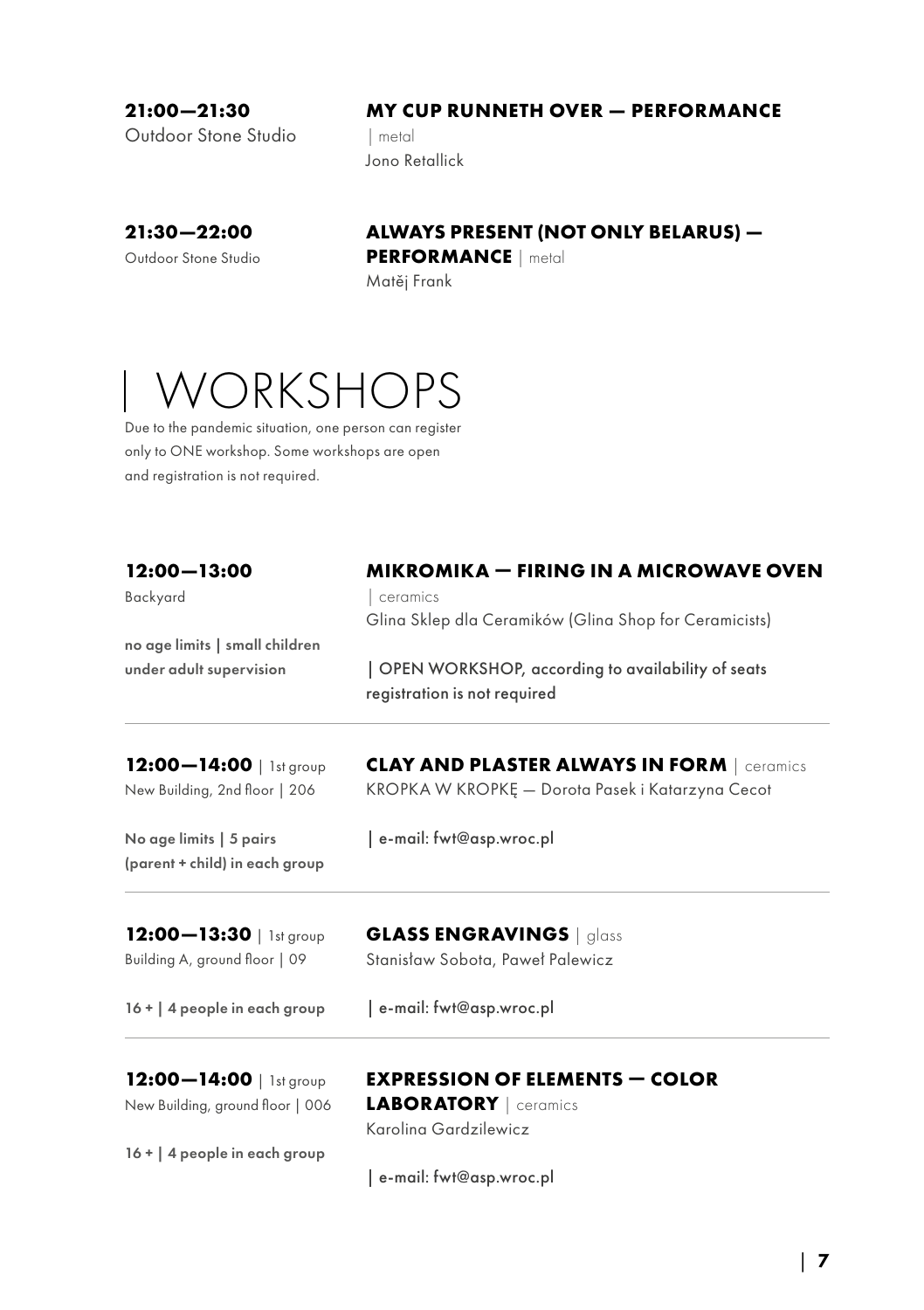**21:00—21:30**
Outdoor Stone Studio

**MY CUP RUNNETH OVER — PERFORMANCE**
| metal
Jono Retallick

**21:30—22:00**
Outdoor Stone Studio

**ALWAYS PRESENT (NOT ONLY BELARUS) — PERFORMANCE** | metal
Matěj Frank

# | WORKSHOPS

Due to the pandemic situation, one person can register only to ONE workshop. Some workshops are open and registration is not required.

---

**12:00—13:00**
Backyard

**no age limits | small children under adult supervision**

**MIKROMIKA — FIRING IN A MICROWAVE OVEN**
| ceramics
Glina Sklep dla Ceramików (Glina Shop for Ceramicists)

| OPEN WORKSHOP, according to availability of seats registration is not required

---

**12:00—14:00** | 1st group
New Building, 2nd floor | 206

**No age limits | 5 pairs (parent + child) in each group**

**CLAY AND PLASTER ALWAYS IN FORM** | ceramics
KROPKA W KROPKĘ — Dorota Pasek i Katarzyna Cecot

| e-mail: fwt@asp.wroc.pl

---

**12:00—13:30** | 1st group
Building A, ground floor | 09

**16 + | 4 people in each group**

**GLASS ENGRAVINGS** | glass
Stanisław Sobota, Paweł Palewicz

| e-mail: fwt@asp.wroc.pl

---

**12:00—14:00** | 1st group
New Building, ground floor | 006

**16 + | 4 people in each group**

**EXPRESSION OF ELEMENTS — COLOR LABORATORY** | ceramics
Karolina Gardzilewicz

| e-mail: fwt@asp.wroc.pl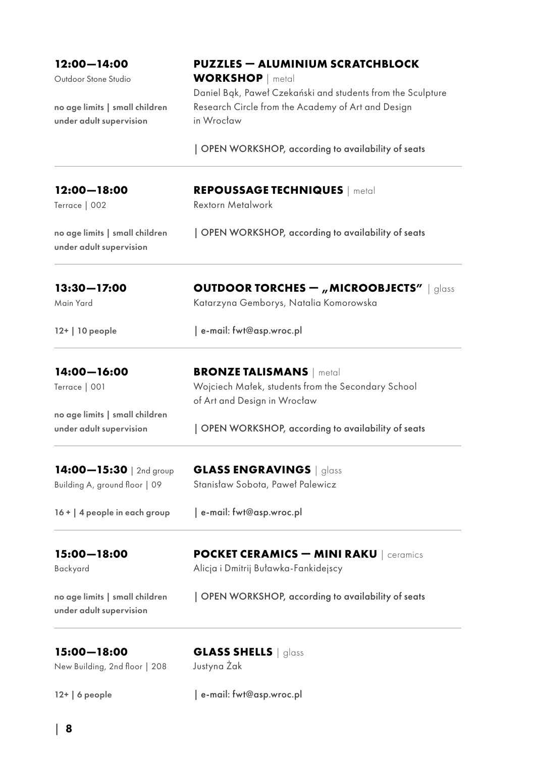**12:00—14:00**
Outdoor Stone Studio

**no age limits | small children under adult supervision**

### PUZZLES — ALUMINIUM SCRATCHBLOCK WORKSHOP | metal

Daniel Bąk, Paweł Czekański and students from the Sculpture Research Circle from the Academy of Art and Design in Wrocław

| OPEN WORKSHOP, according to availability of seats

---

**12:00—18:00**
Terrace | 002

**no age limits | small children under adult supervision**

### REPOUSSAGE TECHNIQUES | metal

Rextorn Metalwork

| OPEN WORKSHOP, according to availability of seats

---

**13:30—17:00**
Main Yard

**12+ | 10 people**

### OUTDOOR TORCHES — „MICROOBJECTS" | glass

Katarzyna Gemborys, Natalia Komorowska

| e-mail: fwt@asp.wroc.pl

---

**14:00—16:00**
Terrace | 001

**no age limits | small children under adult supervision**

### BRONZE TALISMANS | metal

Wojciech Małek, students from the Secondary School of Art and Design in Wrocław

| OPEN WORKSHOP, according to availability of seats

---

**14:00—15:30** | 2nd group
Building A, ground floor | 09

**16 + | 4 people in each group**

### GLASS ENGRAVINGS | glass

Stanisław Sobota, Paweł Palewicz

| e-mail: fwt@asp.wroc.pl

---

**15:00—18:00**
Backyard

**no age limits | small children under adult supervision**

### POCKET CERAMICS — MINI RAKU | ceramics

Alicja i Dmitrij Buławka-Fankidejscy

| OPEN WORKSHOP, according to availability of seats

---

**15:00—18:00**
New Building, 2nd floor | 208

**12+ | 6 people**

### GLASS SHELLS | glass

Justyna Żak

| e-mail: fwt@asp.wroc.pl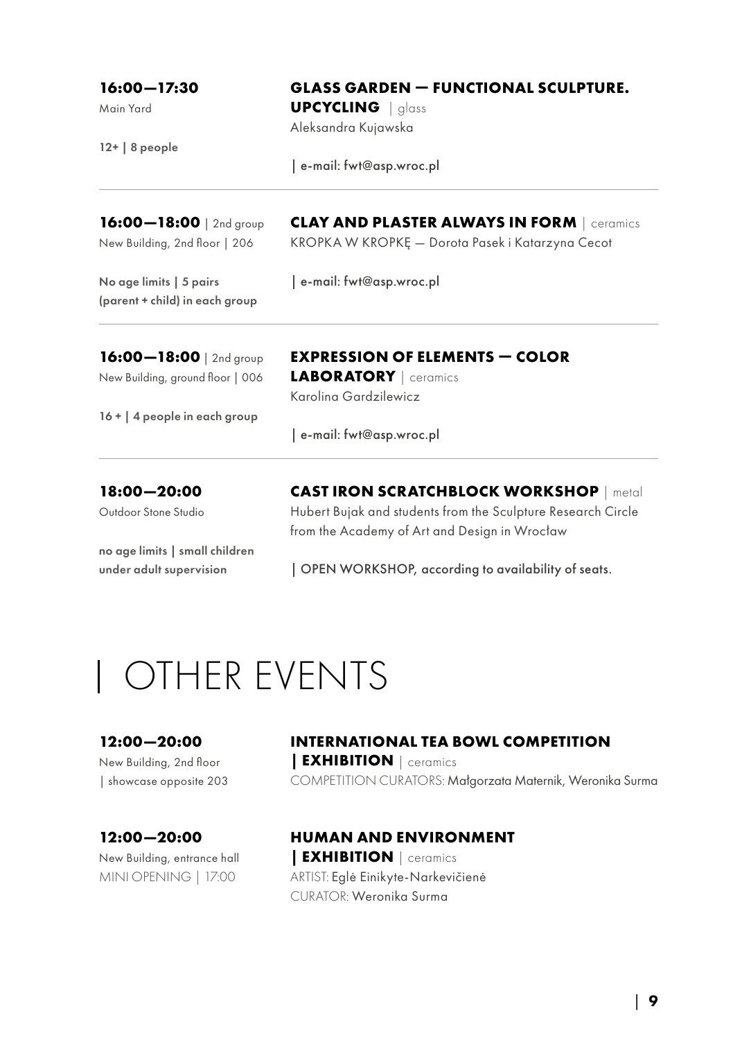**16:00—17:30**
Main Yard

**12+ | 8 people**

**GLASS GARDEN — FUNCTIONAL SCULPTURE. UPCYCLING** | glass
Aleksandra Kujawska

| e-mail: fwt@asp.wroc.pl

---

**16:00—18:00** | 2nd group
New Building, 2nd floor | 206

**No age limits | 5 pairs (parent + child) in each group**

**CLAY AND PLASTER ALWAYS IN FORM** | ceramics
KROPKA W KROPKĘ — Dorota Pasek i Katarzyna Cecot

| e-mail: fwt@asp.wroc.pl

---

**16:00—18:00** | 2nd group
New Building, ground floor | 006

**16 + | 4 people in each group**

**EXPRESSION OF ELEMENTS — COLOR LABORATORY** | ceramics
Karolina Gardzilewicz

| e-mail: fwt@asp.wroc.pl

---

**18:00—20:00**
Outdoor Stone Studio

**no age limits | small children under adult supervision**

**CAST IRON SCRATCHBLOCK WORKSHOP** | metal
Hubert Bujak and students from the Sculpture Research Circle from the Academy of Art and Design in Wrocław

| OPEN WORKSHOP, according to availability of seats.

# | OTHER EVENTS

**12:00—20:00**
New Building, 2nd floor
| showcase opposite 203

**INTERNATIONAL TEA BOWL COMPETITION | EXHIBITION** | ceramics
COMPETITION CURATORS: Małgorzata Maternik, Weronika Surma

**12:00—20:00**
New Building, entrance hall
MINI OPENING | 17:00

**HUMAN AND ENVIRONMENT | EXHIBITION** | ceramics
ARTIST: Eglė Einikyte-Narkevičienė
CURATOR: Weronika Surma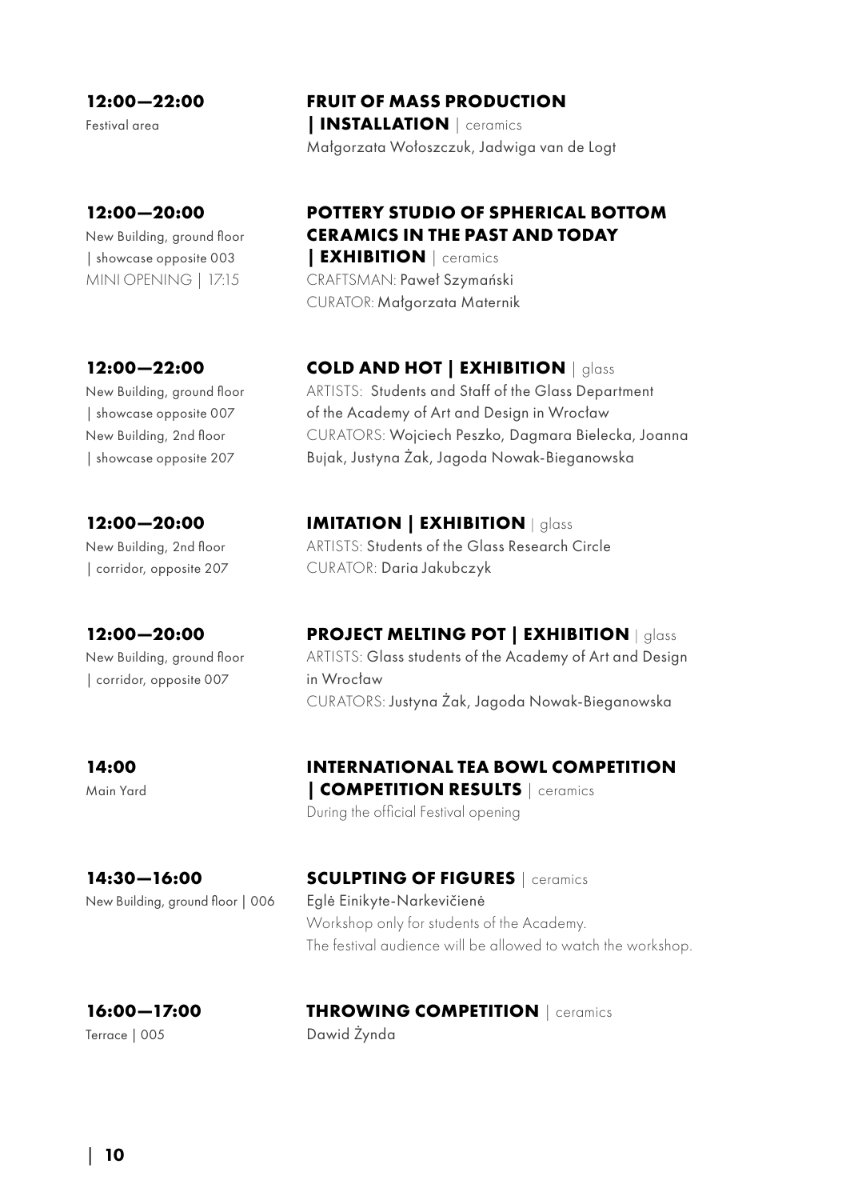**12:00—22:00**
Festival area

**FRUIT OF MASS PRODUCTION | INSTALLATION** | ceramics
Małgorzata Wołoszczuk, Jadwiga van de Logt

**12:00—20:00**
New Building, ground floor | showcase opposite 003
MINI OPENING | 17:15

**POTTERY STUDIO OF SPHERICAL BOTTOM CERAMICS IN THE PAST AND TODAY | EXHIBITION** | ceramics
CRAFTSMAN: Paweł Szymański
CURATOR: Małgorzata Maternik

**12:00—22:00**
New Building, ground floor | showcase opposite 007
New Building, 2nd floor | showcase opposite 207

**COLD AND HOT | EXHIBITION** | glass
ARTISTS: Students and Staff of the Glass Department of the Academy of Art and Design in Wrocław
CURATORS: Wojciech Peszko, Dagmara Bielecka, Joanna Bujak, Justyna Żak, Jagoda Nowak-Bieganowska

**12:00—20:00**
New Building, 2nd floor | corridor, opposite 207

**IMITATION | EXHIBITION** | glass
ARTISTS: Students of the Glass Research Circle
CURATOR: Daria Jakubczyk

**12:00—20:00**
New Building, ground floor | corridor, opposite 007

**PROJECT MELTING POT | EXHIBITION** | glass
ARTISTS: Glass students of the Academy of Art and Design in Wrocław
CURATORS: Justyna Żak, Jagoda Nowak-Bieganowska

**14:00**
Main Yard

**INTERNATIONAL TEA BOWL COMPETITION | COMPETITION RESULTS** | ceramics
During the official Festival opening

**14:30—16:00**
New Building, ground floor | 006

**SCULPTING OF FIGURES** | ceramics
Eglė Einikyte-Narkevičienė
Workshop only for students of the Academy.
The festival audience will be allowed to watch the workshop.

**16:00—17:00**
Terrace | 005

**THROWING COMPETITION** | ceramics
Dawid Żynda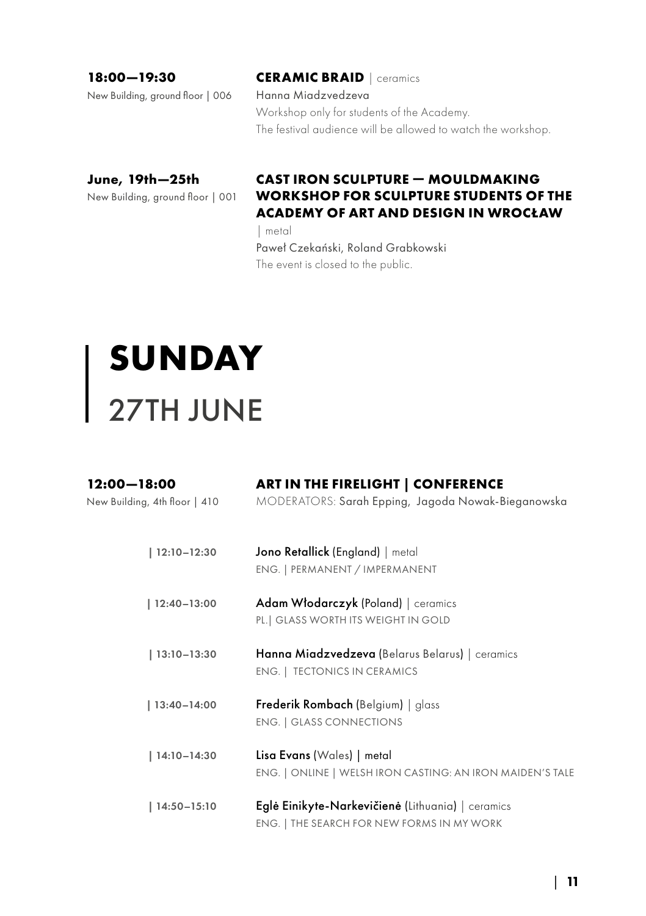**18:00—19:30**
New Building, ground floor | 006

**CERAMIC BRAID** | ceramics
Hanna Miadzvedzeva
Workshop only for students of the Academy.
The festival audience will be allowed to watch the workshop.

**June, 19th—25th**
New Building, ground floor | 001

**CAST IRON SCULPTURE — MOULDMAKING WORKSHOP FOR SCULPTURE STUDENTS OF THE ACADEMY OF ART AND DESIGN IN WROCŁAW** | metal
Paweł Czekański, Roland Grabkowski
The event is closed to the public.

# SUNDAY
## 27TH JUNE

**12:00—18:00**
New Building, 4th floor | 410

**ART IN THE FIRELIGHT | CONFERENCE**
MODERATORS: Sarah Epping, Jagoda Nowak-Bieganowska

| 12:10–12:30
**Jono Retallick** (England) | metal
ENG. | PERMANENT / IMPERMANENT

| 12:40–13:00
**Adam Włodarczyk** (Poland) | ceramics
PL.| GLASS WORTH ITS WEIGHT IN GOLD

| 13:10–13:30
**Hanna Miadzvedzeva** (Belarus Belarus) | ceramics
ENG. | TECTONICS IN CERAMICS

| 13:40–14:00
**Frederik Rombach** (Belgium) | glass
ENG. | GLASS CONNECTIONS

| 14:10–14:30
**Lisa Evans** (Wales) | metal
ENG. | ONLINE | WELSH IRON CASTING: AN IRON MAIDEN'S TALE

| 14:50–15:10
**Eglė Einikyte-Narkevičienė** (Lithuania) | ceramics
ENG. | THE SEARCH FOR NEW FORMS IN MY WORK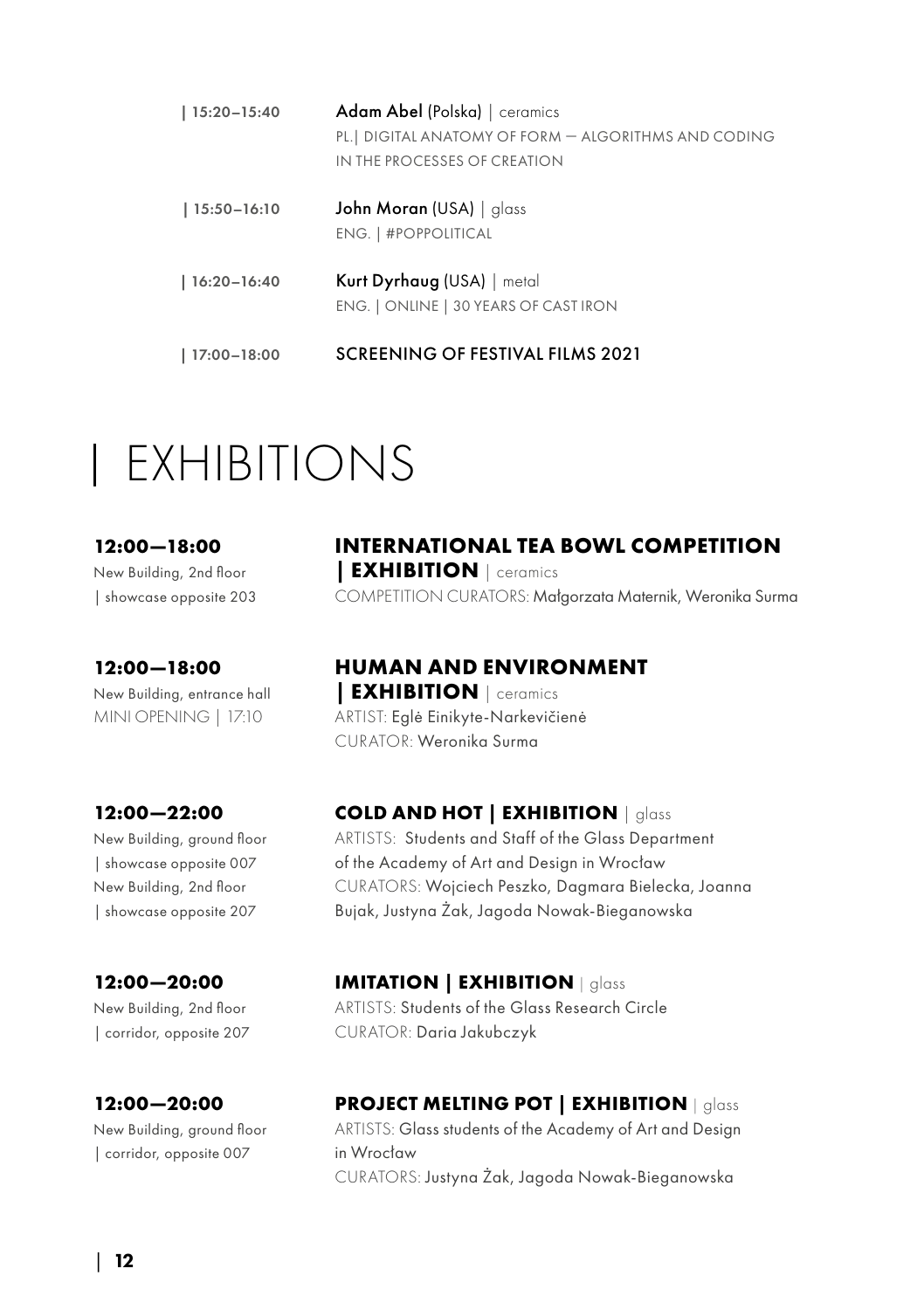| 15:20–15:40 | **Adam Abel** (Polska) | ceramics
PL.| DIGITAL ANATOMY OF FORM — ALGORITHMS AND CODING IN THE PROCESSES OF CREATION

| 15:50–16:10 | **John Moran** (USA) | glass
ENG. | #POPPOLITICAL

| 16:20–16:40 | **Kurt Dyrhaug** (USA) | metal
ENG. | ONLINE | 30 YEARS OF CAST IRON

| 17:00–18:00 | SCREENING OF FESTIVAL FILMS 2021

# | EXHIBITIONS

**12:00—18:00**
New Building, 2nd floor
| showcase opposite 203

**INTERNATIONAL TEA BOWL COMPETITION | EXHIBITION** | ceramics
COMPETITION CURATORS: Małgorzata Maternik, Weronika Surma

**12:00—18:00**
New Building, entrance hall
MINI OPENING | 17:10

**HUMAN AND ENVIRONMENT | EXHIBITION** | ceramics
ARTIST: Eglė Einikyte-Narkevičienė
CURATOR: Weronika Surma

**12:00—22:00**
New Building, ground floor
| showcase opposite 007
New Building, 2nd floor
| showcase opposite 207

**COLD AND HOT | EXHIBITION** | glass
ARTISTS: Students and Staff of the Glass Department of the Academy of Art and Design in Wrocław
CURATORS: Wojciech Peszko, Dagmara Bielecka, Joanna Bujak, Justyna Żak, Jagoda Nowak-Bieganowska

**12:00—20:00**
New Building, 2nd floor
| corridor, opposite 207

**IMITATION | EXHIBITION** | glass
ARTISTS: Students of the Glass Research Circle
CURATOR: Daria Jakubczyk

**12:00—20:00**
New Building, ground floor
| corridor, opposite 007

**PROJECT MELTING POT | EXHIBITION** | glass
ARTISTS: Glass students of the Academy of Art and Design in Wrocław
CURATORS: Justyna Żak, Jagoda Nowak-Bieganowska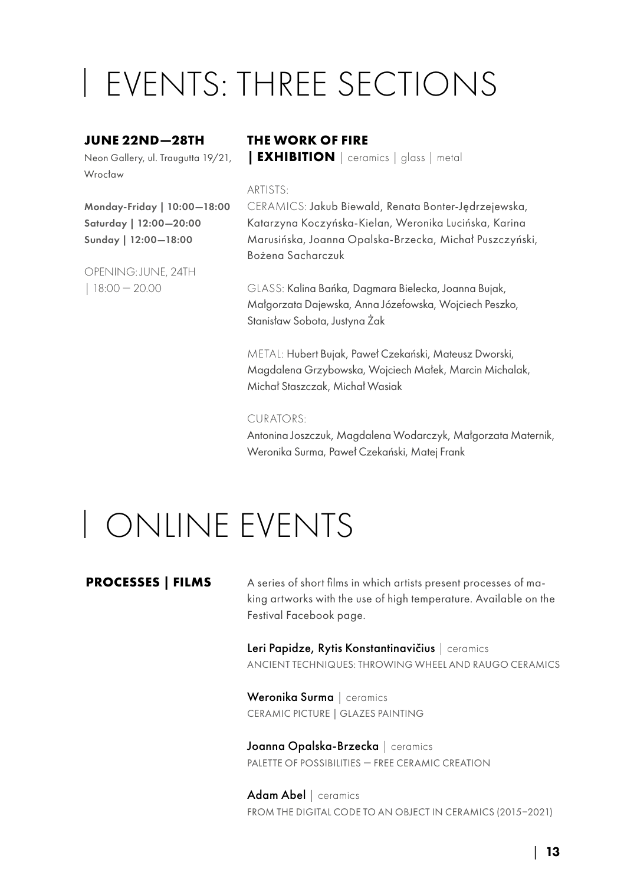# EVENTS: THREE SECTIONS

**JUNE 22ND—28TH**

Neon Gallery, ul. Traugutta 19/21, Wrocław

**Monday-Friday | 10:00—18:00**
**Saturday | 12:00—20:00**
**Sunday | 12:00—18:00**

OPENING: JUNE, 24TH | 18:00 — 20.00

**THE WORK OF FIRE**
**| EXHIBITION** | ceramics | glass | metal

ARTISTS:

CERAMICS: Jakub Biewald, Renata Bonter-Jędrzejewska, Katarzyna Koczyńska-Kielan, Weronika Lucińska, Karina Marusińska, Joanna Opalska-Brzecka, Michał Puszczyński, Bożena Sacharczuk

GLASS: Kalina Bańka, Dagmara Bielecka, Joanna Bujak, Małgorzata Dajewska, Anna Józefowska, Wojciech Peszko, Stanisław Sobota, Justyna Żak

METAL: Hubert Bujak, Paweł Czekański, Mateusz Dworski, Magdalena Grzybowska, Wojciech Małek, Marcin Michalak, Michał Staszczak, Michał Wasiak

CURATORS:

Antonina Joszczuk, Magdalena Wodarczyk, Małgorzata Maternik, Weronika Surma, Paweł Czekański, Matej Frank

# ONLINE EVENTS

**PROCESSES | FILMS**

A series of short films in which artists present processes of making artworks with the use of high temperature. Available on the Festival Facebook page.

Leri Papidze, Rytis Konstantinavičius | ceramics
ANCIENT TECHNIQUES: THROWING WHEEL AND RAUGO CERAMICS

Weronika Surma | ceramics
CERAMIC PICTURE | GLAZES PAINTING

Joanna Opalska-Brzecka | ceramics
PALETTE OF POSSIBILITIES — FREE CERAMIC CREATION

Adam Abel | ceramics
FROM THE DIGITAL CODE TO AN OBJECT IN CERAMICS (2015–2021)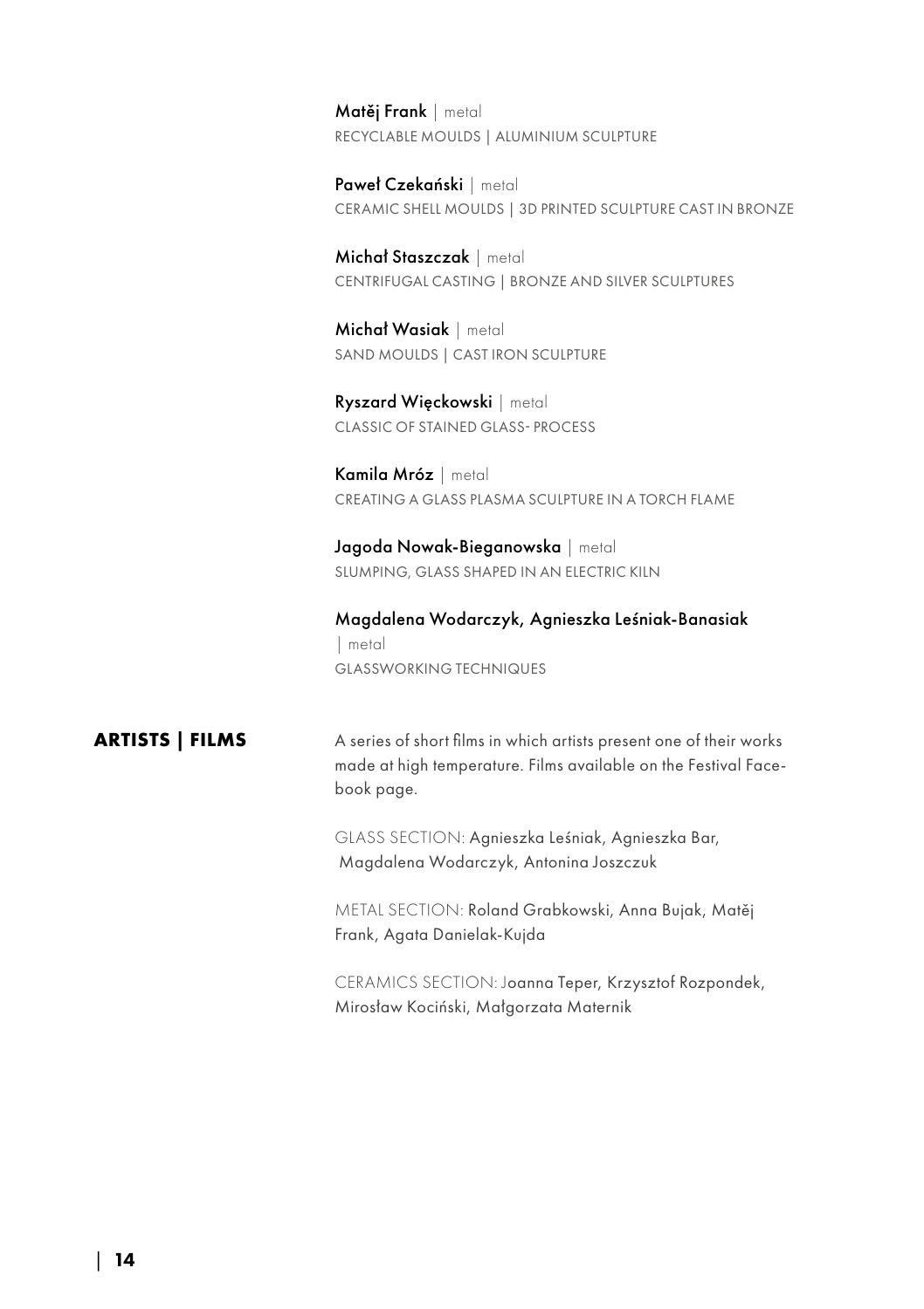**Matěj Frank** | metal
RECYCLABLE MOULDS | ALUMINIUM SCULPTURE

**Paweł Czekański** | metal
CERAMIC SHELL MOULDS | 3D PRINTED SCULPTURE CAST IN BRONZE

**Michał Staszczak** | metal
CENTRIFUGAL CASTING | BRONZE AND SILVER SCULPTURES

**Michał Wasiak** | metal
SAND MOULDS | CAST IRON SCULPTURE

**Ryszard Więckowski** | metal
CLASSIC OF STAINED GLASS- PROCESS

**Kamila Mróz** | metal
CREATING A GLASS PLASMA SCULPTURE IN A TORCH FLAME

**Jagoda Nowak-Bieganowska** | metal
SLUMPING, GLASS SHAPED IN AN ELECTRIC KILN

**Magdalena Wodarczyk, Agnieszka Leśniak-Banasiak**
| metal
GLASSWORKING TECHNIQUES

## ARTISTS | FILMS

A series of short films in which artists present one of their works made at high temperature. Films available on the Festival Facebook page.

GLASS SECTION: Agnieszka Leśniak, Agnieszka Bar, Magdalena Wodarczyk, Antonina Joszczuk

METAL SECTION: Roland Grabkowski, Anna Bujak, Matěj Frank, Agata Danielak-Kujda

CERAMICS SECTION: Joanna Teper, Krzysztof Rozpondek, Mirosław Kociński, Małgorzata Maternik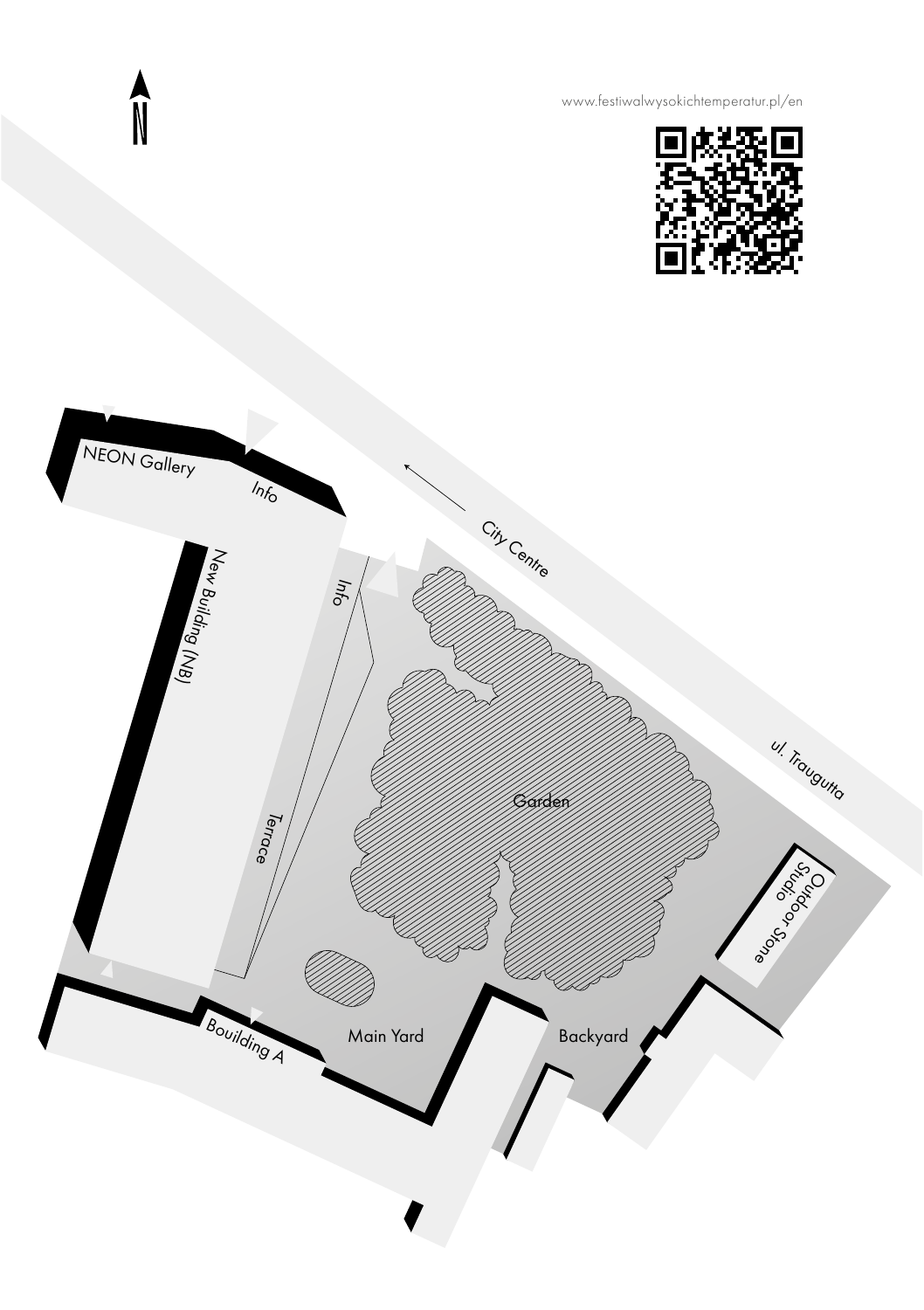N

www.festiwalwysokichtemperatur.pl/en

NEON Gallery

Info

City Centre

New Building (NB)

Info

Terrace

Garden

ul. Traugutta

Outdoor Stone Studio

Bouilding A

Main Yard

Backyard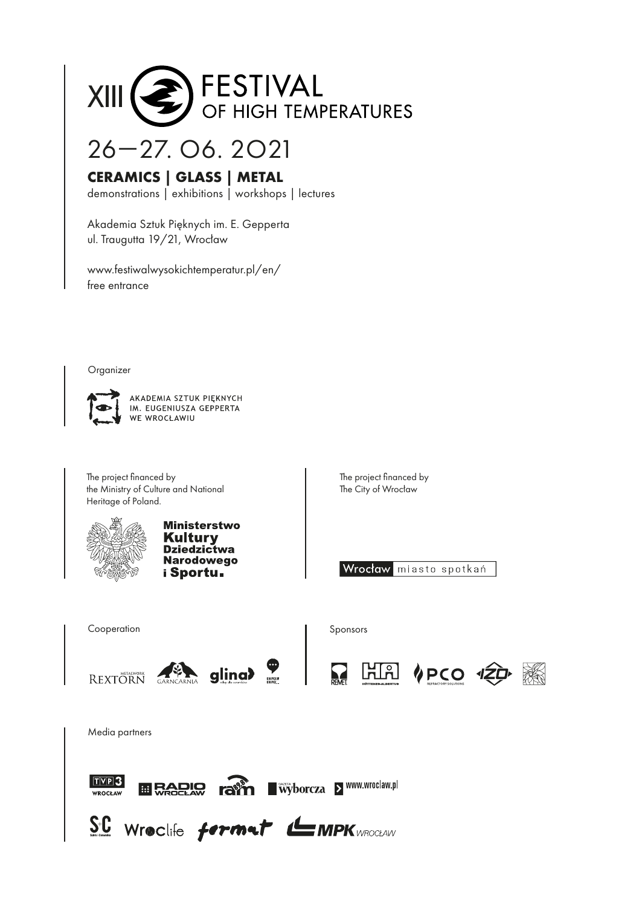# XIII FESTIVAL OF HIGH TEMPERATURES

## 26—27. 06. 2021

**CERAMICS | GLASS | METAL**

demonstrations | exhibitions | workshops | lectures

Akademia Sztuk Pięknych im. E. Gepperta
ul. Traugutta 19/21, Wrocław

www.festiwalwysokichtemperatur.pl/en/
free entrance

Organizer

AKADEMIA SZTUK PIĘKNYCH IM. EUGENIUSZA GEPPERTA WE WROCŁAWIU

The project financed by the Ministry of Culture and National Heritage of Poland.

Ministerstwo Kultury Dziedzictwa Narodowego i Sportu

The project financed by The City of Wrocław

Wrocław miasto spotkań

Cooperation

REXTORN METALWORK GARNCARNIA glina

Sponsors

REMET HÜTTENES-ALBERTUS PCO REFRACTORY SOLUTIONS IZO

Media partners

TVP3 WROCŁAW RADIO WROCŁAW ram Gazeta Wyborcza www.wroclaw.pl

S+C Wroclife format MPK WROCŁAW